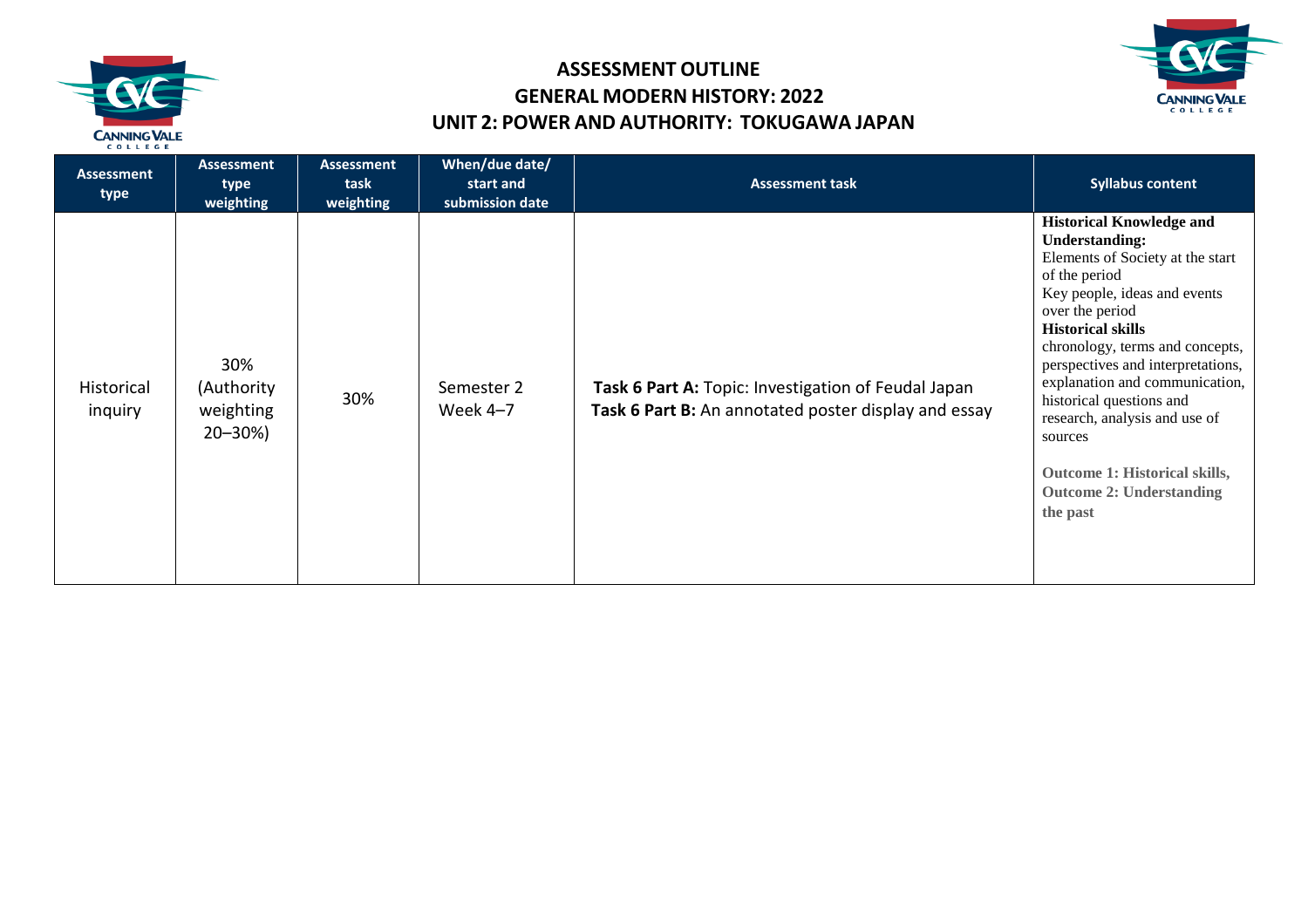# ASSESSMENT OUTLINE
## GENERAL MODERN HISTORY: 2022
## UNIT 2: POWER AND AUTHORITY: TOKUGAWA JAPAN

| Assessment type | Assessment type weighting | Assessment task weighting | When/due date/ start and submission date | Assessment task | Syllabus content |
|---|---|---|---|---|---|
| Historical inquiry | 30% (Authority weighting 20–30%) | 30% | Semester 2 Week 4–7 | **Task 6 Part A:** Topic: Investigation of Feudal Japan<br>**Task 6 Part B:** An annotated poster display and essay | **Historical Knowledge and Understanding:**<br>Elements of Society at the start of the period<br>Key people, ideas and events over the period<br>**Historical skills**<br>chronology, terms and concepts, perspectives and interpretations, explanation and communication, historical questions and research, analysis and use of sources<br><br>**Outcome 1: Historical skills, Outcome 2: Understanding the past** |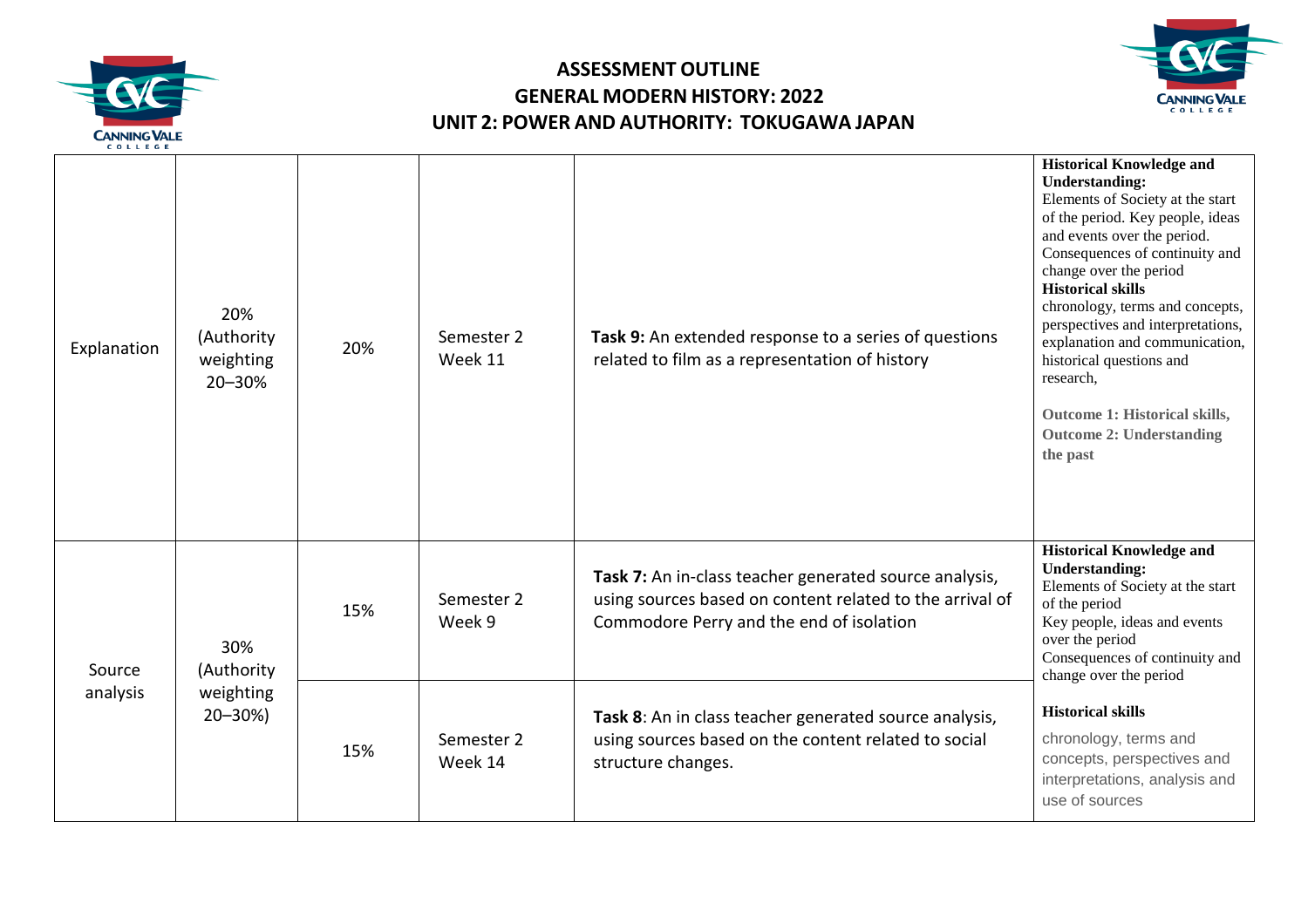# ASSESSMENT OUTLINE
## GENERAL MODERN HISTORY: 2022
## UNIT 2: POWER AND AUTHORITY: TOKUGAWA JAPAN

| | | | | | |
|---|---|---|---|---|---|
| Explanation | 20% (Authority weighting 20–30% | 20% | Semester 2 Week 11 | **Task 9:** An extended response to a series of questions related to film as a representation of history | **Historical Knowledge and Understanding:** Elements of Society at the start of the period. Key people, ideas and events over the period. Consequences of continuity and change over the period **Historical skills** chronology, terms and concepts, perspectives and interpretations, explanation and communication, historical questions and research, **Outcome 1: Historical skills, Outcome 2: Understanding the past** |
| Source analysis | 30% (Authority weighting 20–30%) | 15% | Semester 2 Week 9 | **Task 7:** An in-class teacher generated source analysis, using sources based on content related to the arrival of Commodore Perry and the end of isolation | **Historical Knowledge and Understanding:** Elements of Society at the start of the period Key people, ideas and events over the period Consequences of continuity and change over the period **Historical skills** chronology, terms and concepts, perspectives and interpretations, analysis and use of sources |
| | | 15% | Semester 2 Week 14 | **Task 8**: An in class teacher generated source analysis, using sources based on the content related to social structure changes. | |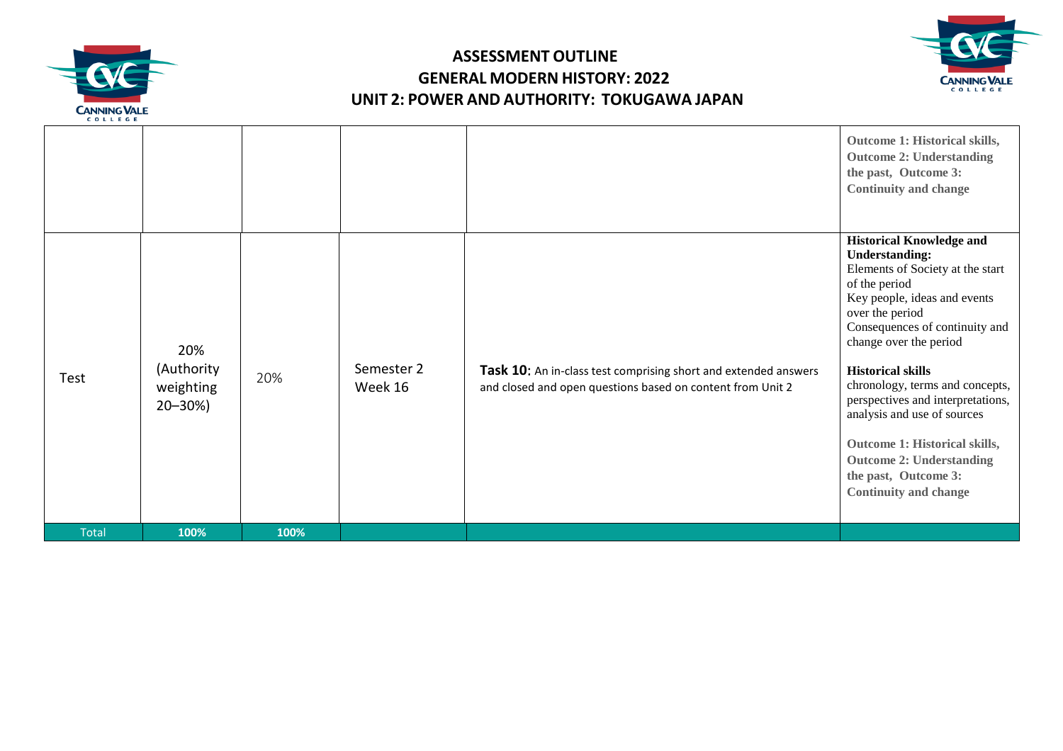# ASSESSMENT OUTLINE
# GENERAL MODERN HISTORY: 2022
# UNIT 2: POWER AND AUTHORITY: TOKUGAWA JAPAN

| | | | | | |
|---|---|---|---|---|---|
| | | | | | **Outcome 1: Historical skills, Outcome 2: Understanding the past, Outcome 3: Continuity and change** |
| Test | 20% (Authority weighting 20–30%) | 20% | Semester 2 Week 16 | **Task 10**: An in-class test comprising short and extended answers and closed and open questions based on content from Unit 2 | **Historical Knowledge and Understanding:** Elements of Society at the start of the period Key people, ideas and events over the period Consequences of continuity and change over the period **Historical skills** chronology, terms and concepts, perspectives and interpretations, analysis and use of sources **Outcome 1: Historical skills, Outcome 2: Understanding the past, Outcome 3: Continuity and change** |
| Total | **100%** | **100%** | | | |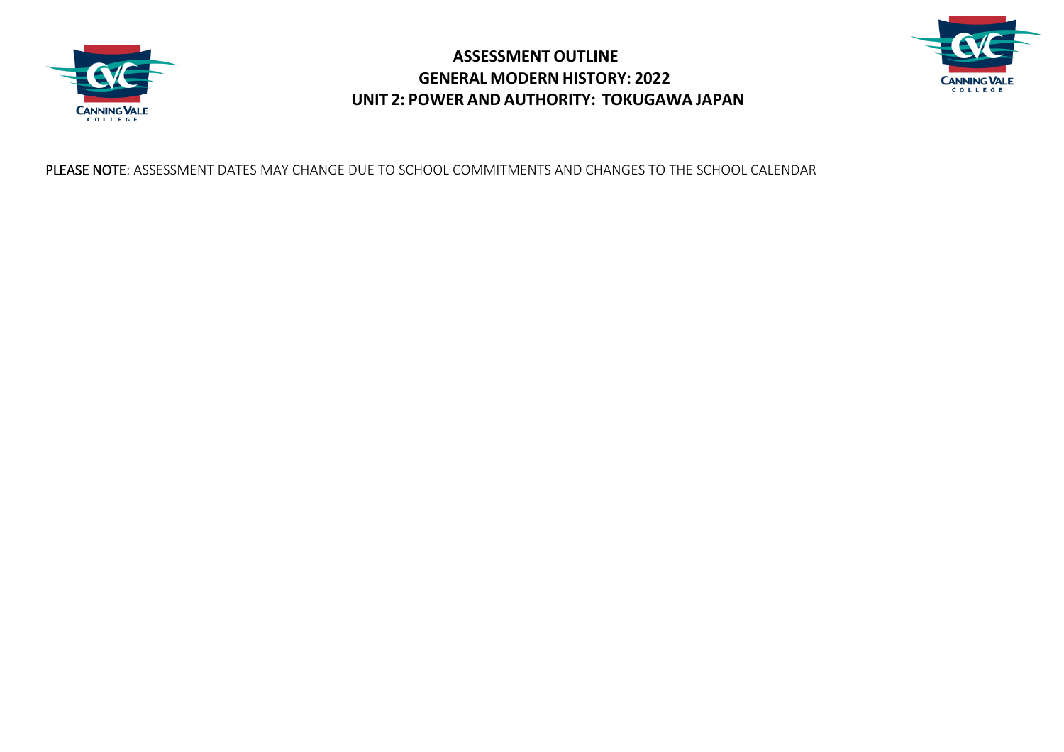# ASSESSMENT OUTLINE
## GENERAL MODERN HISTORY: 2022
## UNIT 2: POWER AND AUTHORITY: TOKUGAWA JAPAN

PLEASE NOTE: ASSESSMENT DATES MAY CHANGE DUE TO SCHOOL COMMITMENTS AND CHANGES TO THE SCHOOL CALENDAR